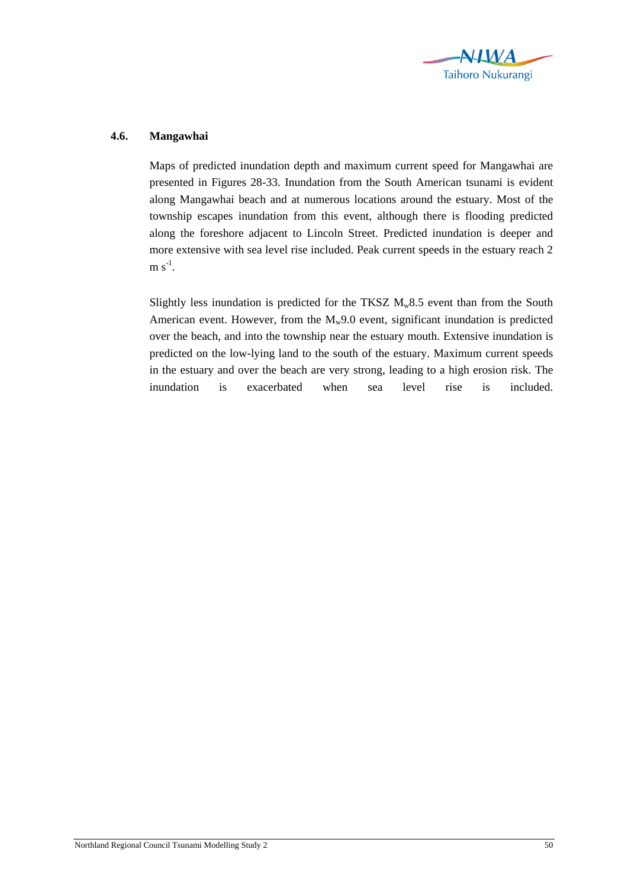## 4.6. Mangawhai

Maps of predicted inundation depth and maximum current speed for Mangawhai are presented in Figures 28-33. Inundation from the South American tsunami is evident along Mangawhai beach and at numerous locations around the estuary. Most of the township escapes inundation from this event, although there is flooding predicted along the foreshore adjacent to Lincoln Street. Predicted inundation is deeper and more extensive with sea level rise included. Peak current speeds in the estuary reach 2 $m\ s^{-1}$.

Slightly less inundation is predicted for the TKSZ $M_w$8.5 event than from the South American event. However, from the $M_w$9.0 event, significant inundation is predicted over the beach, and into the township near the estuary mouth. Extensive inundation is predicted on the low-lying land to the south of the estuary. Maximum current speeds in the estuary and over the beach are very strong, leading to a high erosion risk. The inundation is exacerbated when sea level rise is included.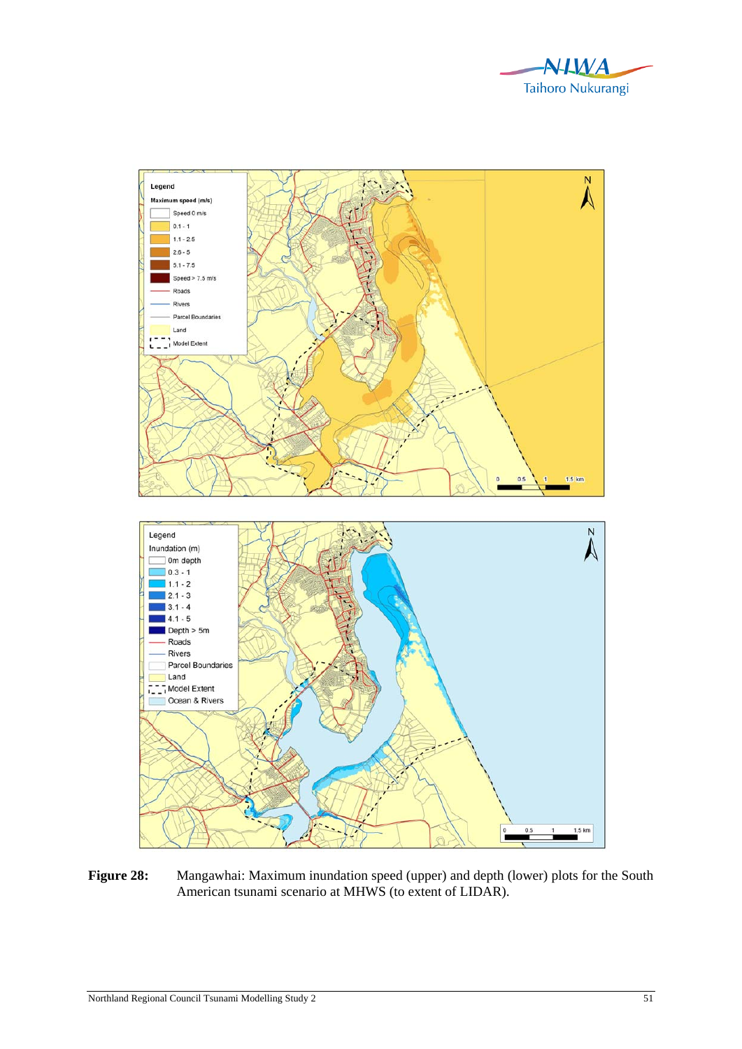**Figure 28:** Mangawhai: Maximum inundation speed (upper) and depth (lower) plots for the South American tsunami scenario at MHWS (to extent of LIDAR).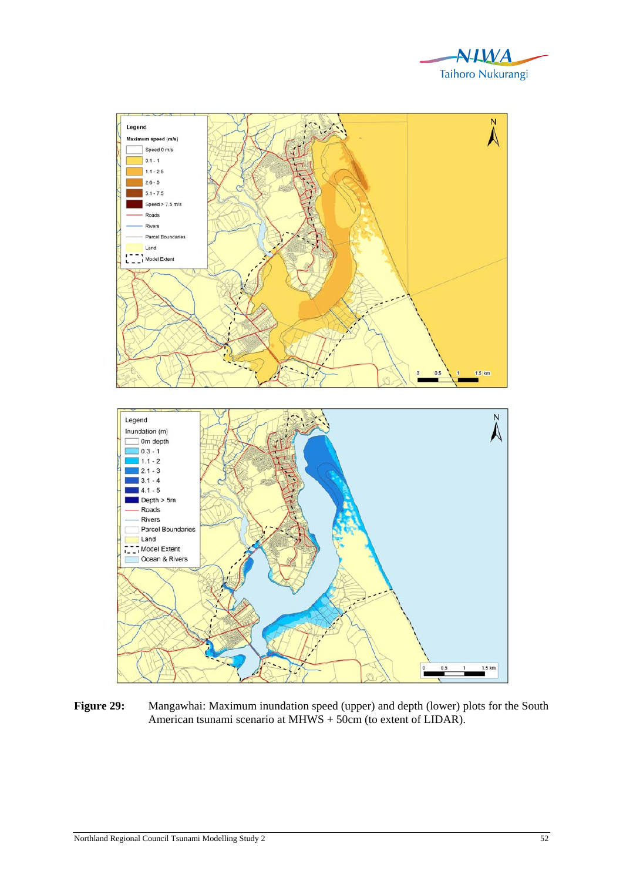**Figure 29:** Mangawhai: Maximum inundation speed (upper) and depth (lower) plots for the South American tsunami scenario at MHWS + 50cm (to extent of LIDAR).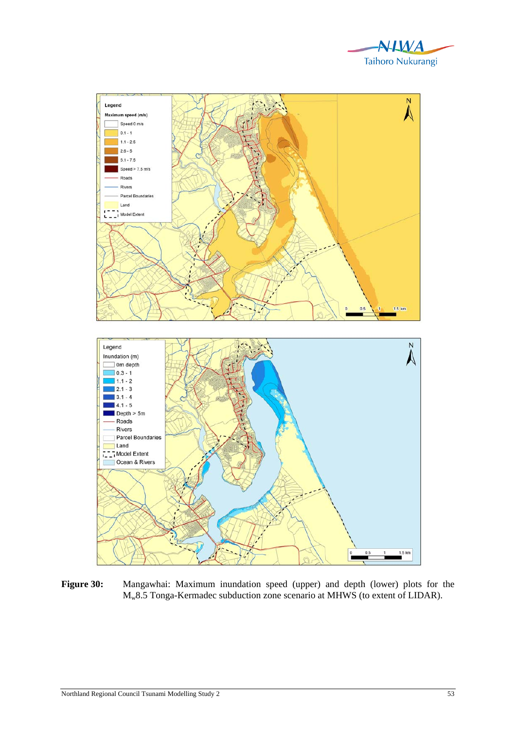**Figure 30:** Mangawhai: Maximum inundation speed (upper) and depth (lower) plots for the $M_w$8.5 Tonga-Kermadec subduction zone scenario at MHWS (to extent of LIDAR).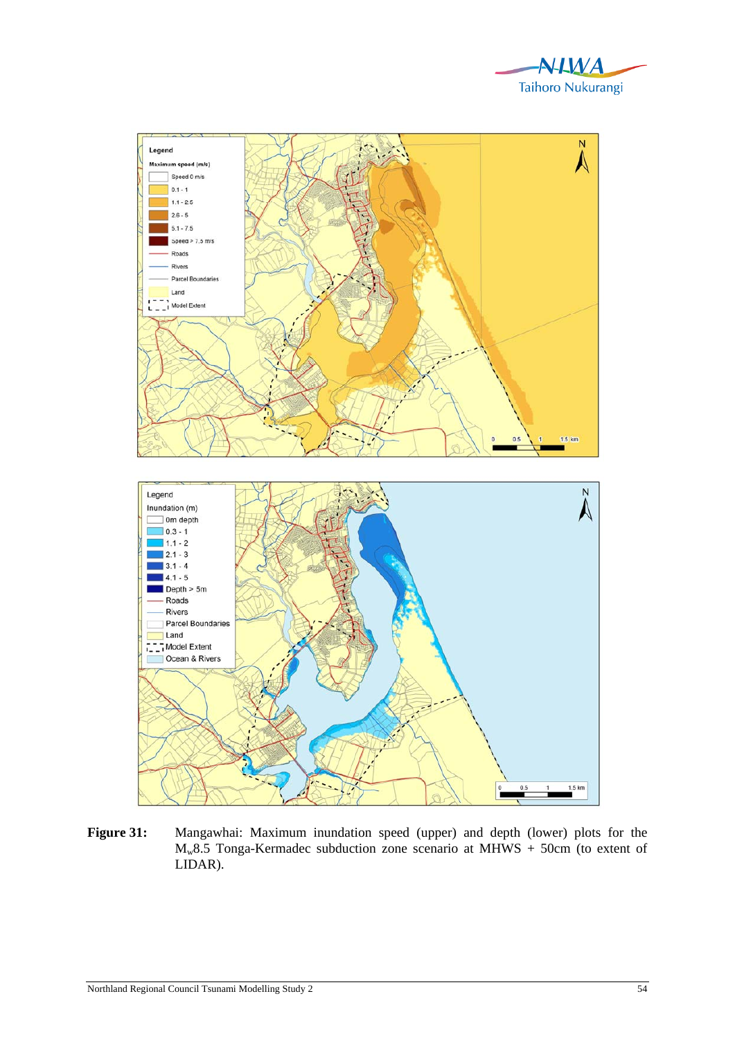**Figure 31:** Mangawhai: Maximum inundation speed (upper) and depth (lower) plots for the $M_w$8.5 Tonga-Kermadec subduction zone scenario at MHWS + 50cm (to extent of LIDAR).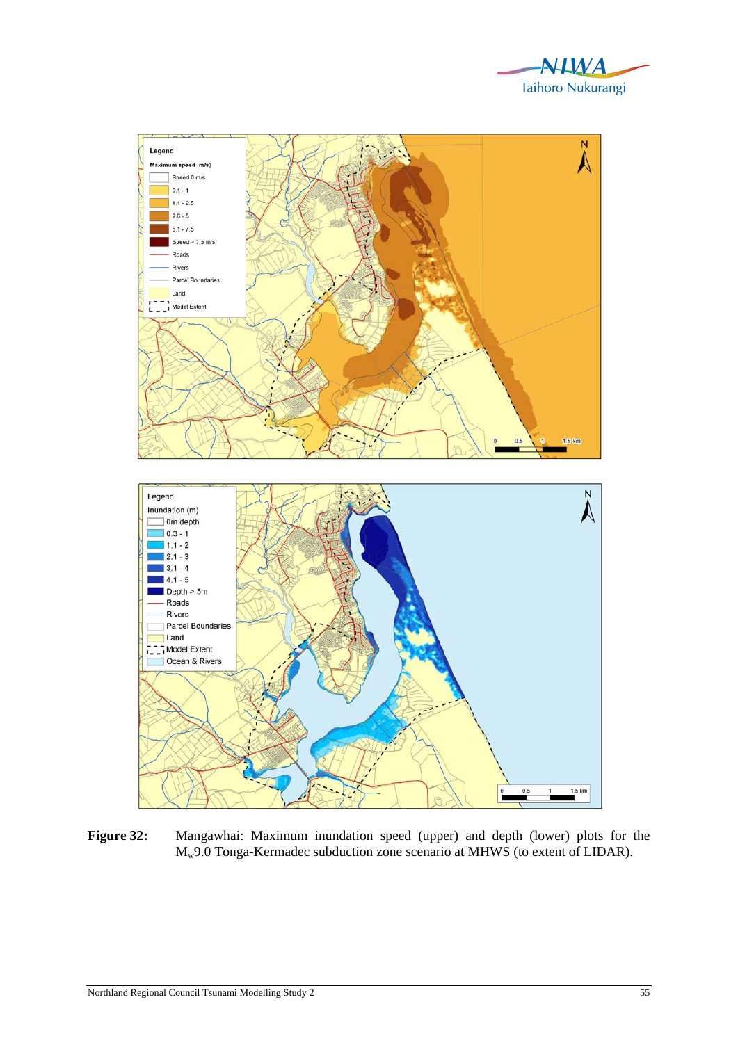**Figure 32:** Mangawhai: Maximum inundation speed (upper) and depth (lower) plots for the $M_w$9.0 Tonga-Kermadec subduction zone scenario at MHWS (to extent of LIDAR).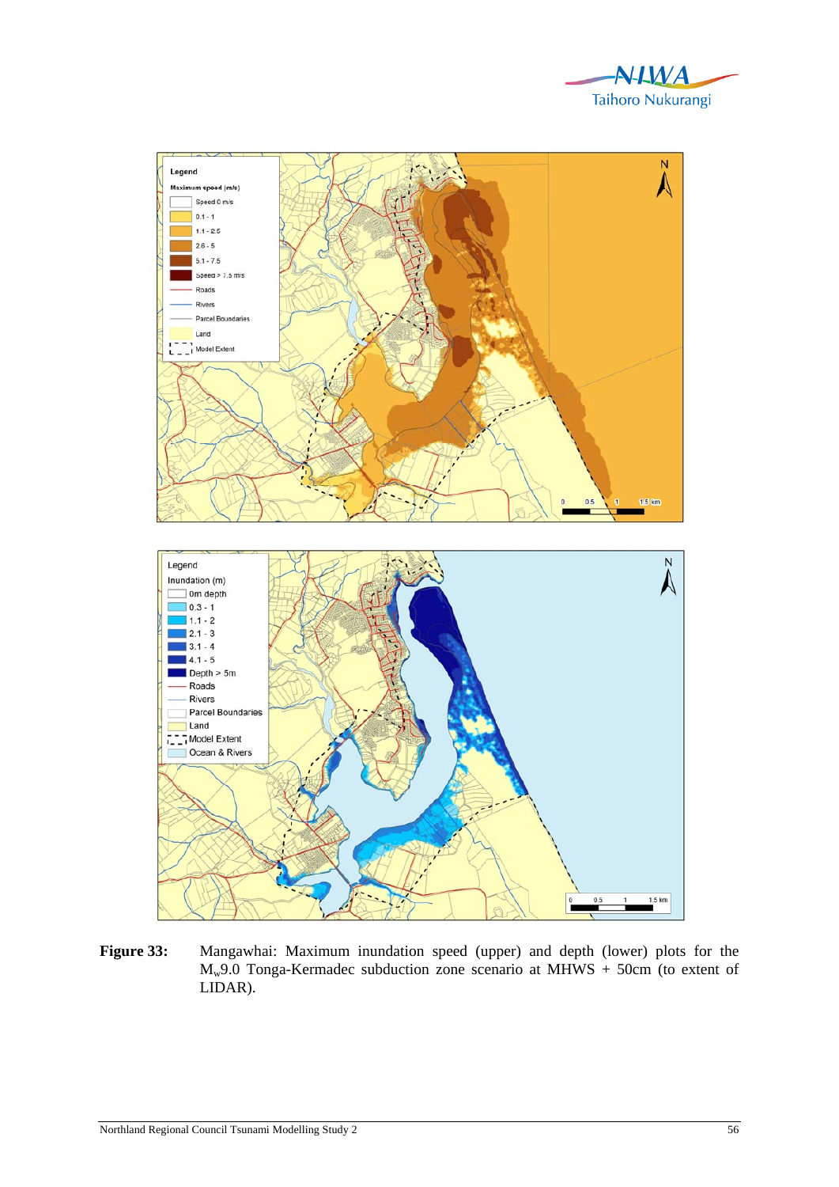Legend

Maximum speed (m/s)

Speed 0 m/s

0.1 - 1

1.1 - 2.5

2.6 - 5

5.1 - 7.5

Speed > 7.5 m/s

Roads

Rivers

Parcel Boundaries

Land

Model Extent

N

0 0.5 1 1.5 km

Legend

Inundation (m)

0m depth

0.3 - 1

1.1 - 2

2.1 - 3

3.1 - 4

4.1 - 5

Depth > 5m

Roads

Rivers

Parcel Boundaries

Land

Model Extent

Ocean & Rivers

N

0 0.5 1 1.5 km

**Figure 33:** Mangawhai: Maximum inundation speed (upper) and depth (lower) plots for the $M_w$9.0 Tonga-Kermadec subduction zone scenario at MHWS + 50cm (to extent of LIDAR).